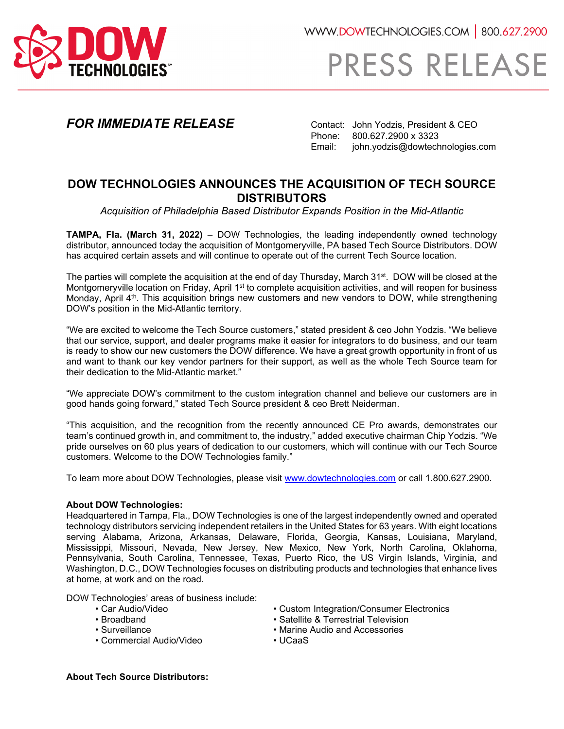WWW.DOWTECHNOLOGIES.COM | 800.627.2900

# PRESS RELEASE

***FOR IMMEDIATE RELEASE***

Contact: John Yodzis, President & CEO
Phone: 800.627.2900 x 3323
Email: john.yodzis@dowtechnologies.com

## DOW TECHNOLOGIES ANNOUNCES THE ACQUISITION OF TECH SOURCE DISTRIBUTORS

*Acquisition of Philadelphia Based Distributor Expands Position in the Mid-Atlantic*

**TAMPA, Fla. (March 31, 2022)** – DOW Technologies, the leading independently owned technology distributor, announced today the acquisition of Montgomeryville, PA based Tech Source Distributors. DOW has acquired certain assets and will continue to operate out of the current Tech Source location.

The parties will complete the acquisition at the end of day Thursday, March 31st. DOW will be closed at the Montgomeryville location on Friday, April 1st to complete acquisition activities, and will reopen for business Monday, April 4th. This acquisition brings new customers and new vendors to DOW, while strengthening DOW's position in the Mid-Atlantic territory.

"We are excited to welcome the Tech Source customers," stated president & ceo John Yodzis. "We believe that our service, support, and dealer programs make it easier for integrators to do business, and our team is ready to show our new customers the DOW difference. We have a great growth opportunity in front of us and want to thank our key vendor partners for their support, as well as the whole Tech Source team for their dedication to the Mid-Atlantic market."

"We appreciate DOW's commitment to the custom integration channel and believe our customers are in good hands going forward," stated Tech Source president & ceo Brett Neiderman.

"This acquisition, and the recognition from the recently announced CE Pro awards, demonstrates our team's continued growth in, and commitment to, the industry," added executive chairman Chip Yodzis. "We pride ourselves on 60 plus years of dedication to our customers, which will continue with our Tech Source customers. Welcome to the DOW Technologies family."

To learn more about DOW Technologies, please visit www.dowtechnologies.com or call 1.800.627.2900.

**About DOW Technologies:**
Headquartered in Tampa, Fla., DOW Technologies is one of the largest independently owned and operated technology distributors servicing independent retailers in the United States for 63 years. With eight locations serving Alabama, Arizona, Arkansas, Delaware, Florida, Georgia, Kansas, Louisiana, Maryland, Mississippi, Missouri, Nevada, New Jersey, New Mexico, New York, North Carolina, Oklahoma, Pennsylvania, South Carolina, Tennessee, Texas, Puerto Rico, the US Virgin Islands, Virginia, and Washington, D.C., DOW Technologies focuses on distributing products and technologies that enhance lives at home, at work and on the road.

DOW Technologies' areas of business include:

- Car Audio/Video
- Broadband
- Surveillance
- Commercial Audio/Video
- Custom Integration/Consumer Electronics
- Satellite & Terrestrial Television
- Marine Audio and Accessories
- UCaaS

**About Tech Source Distributors:**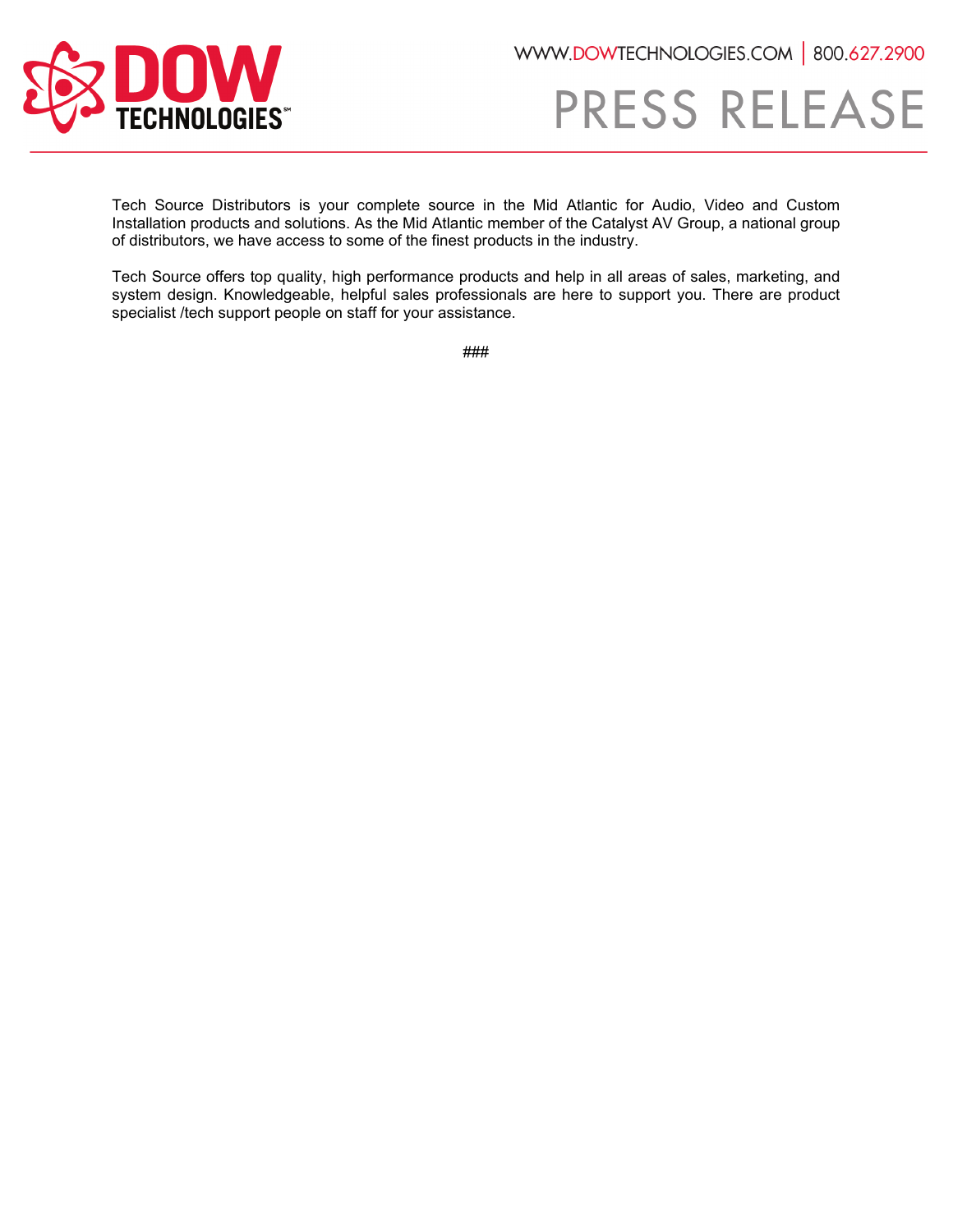Tech Source Distributors is your complete source in the Mid Atlantic for Audio, Video and Custom Installation products and solutions. As the Mid Atlantic member of the Catalyst AV Group, a national group of distributors, we have access to some of the finest products in the industry.

Tech Source offers top quality, high performance products and help in all areas of sales, marketing, and system design. Knowledgeable, helpful sales professionals are here to support you. There are product specialist /tech support people on staff for your assistance.

###